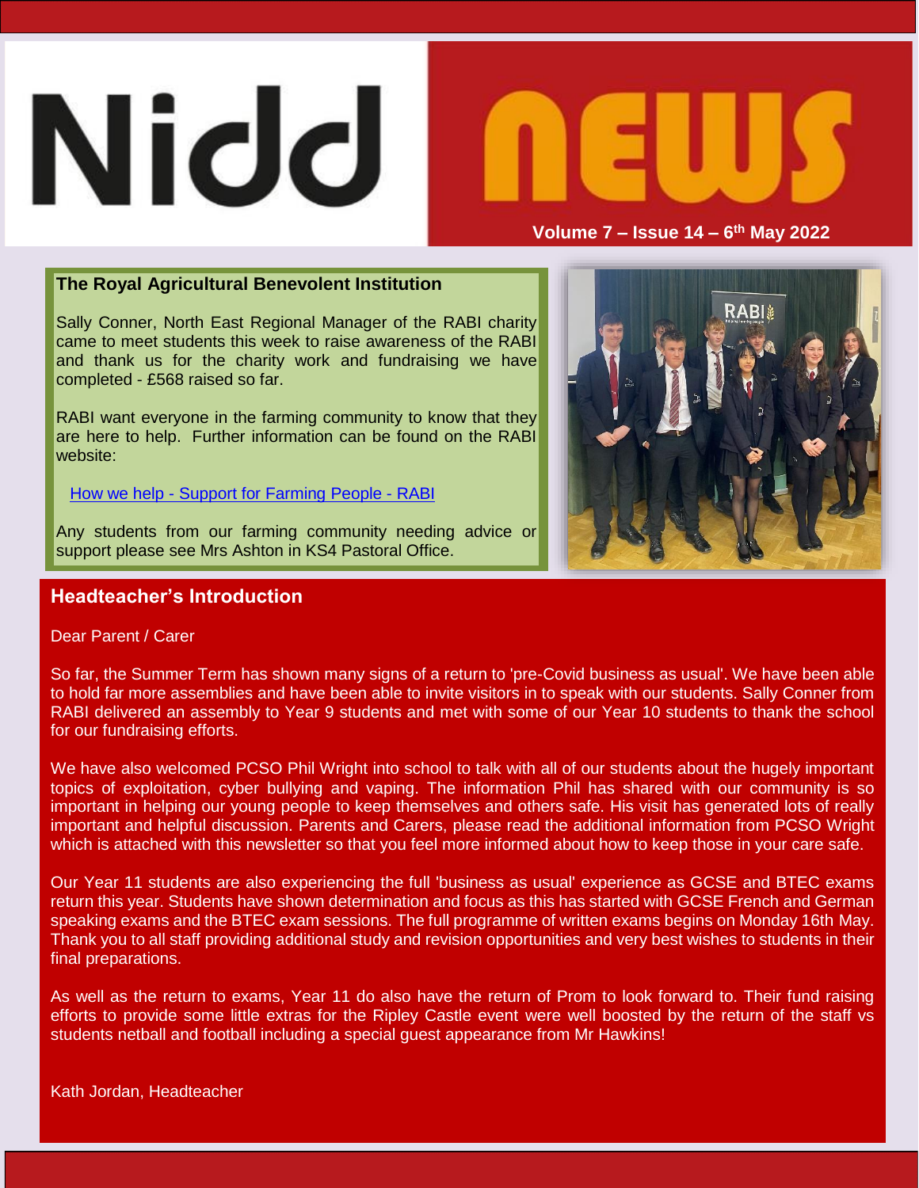# Nidd news

**Volume 7 – Issue 14 – 6th May 2022**

## The Royal Agricultural Benevolent Institution

Sally Conner, North East Regional Manager of the RABI charity came to meet students this week to raise awareness of the RABI and thank us for the charity work and fundraising we have completed - £568 raised so far.

RABI want everyone in the farming community to know that they are here to help. Further information can be found on the RABI website:

How we help - Support for Farming People - RABI

Any students from our farming community needing advice or support please see Mrs Ashton in KS4 Pastoral Office.

## Headteacher's Introduction

Dear Parent / Carer

So far, the Summer Term has shown many signs of a return to 'pre-Covid business as usual'. We have been able to hold far more assemblies and have been able to invite visitors in to speak with our students. Sally Conner from RABI delivered an assembly to Year 9 students and met with some of our Year 10 students to thank the school for our fundraising efforts.

We have also welcomed PCSO Phil Wright into school to talk with all of our students about the hugely important topics of exploitation, cyber bullying and vaping. The information Phil has shared with our community is so important in helping our young people to keep themselves and others safe. His visit has generated lots of really important and helpful discussion. Parents and Carers, please read the additional information from PCSO Wright which is attached with this newsletter so that you feel more informed about how to keep those in your care safe.

Our Year 11 students are also experiencing the full 'business as usual' experience as GCSE and BTEC exams return this year. Students have shown determination and focus as this has started with GCSE French and German speaking exams and the BTEC exam sessions. The full programme of written exams begins on Monday 16th May. Thank you to all staff providing additional study and revision opportunities and very best wishes to students in their final preparations.

As well as the return to exams, Year 11 do also have the return of Prom to look forward to. Their fund raising efforts to provide some little extras for the Ripley Castle event were well boosted by the return of the staff vs students netball and football including a special guest appearance from Mr Hawkins!

Kath Jordan, Headteacher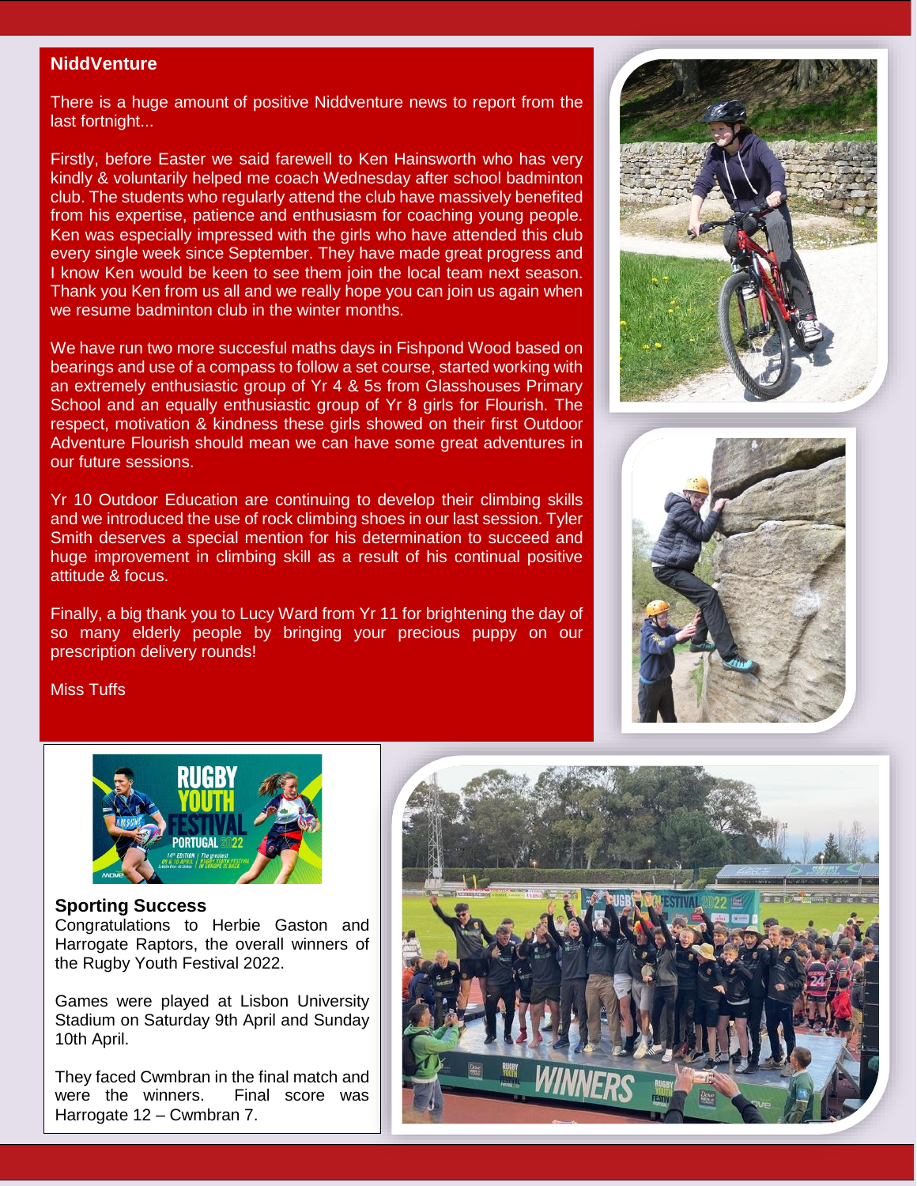## NiddVenture

There is a huge amount of positive Niddventure news to report from the last fortnight...

Firstly, before Easter we said farewell to Ken Hainsworth who has very kindly & voluntarily helped me coach Wednesday after school badminton club. The students who regularly attend the club have massively benefited from his expertise, patience and enthusiasm for coaching young people. Ken was especially impressed with the girls who have attended this club every single week since September. They have made great progress and I know Ken would be keen to see them join the local team next season. Thank you Ken from us all and we really hope you can join us again when we resume badminton club in the winter months.

We have run two more succesful maths days in Fishpond Wood based on bearings and use of a compass to follow a set course, started working with an extremely enthusiastic group of Yr 4 & 5s from Glasshouses Primary School and an equally enthusiastic group of Yr 8 girls for Flourish. The respect, motivation & kindness these girls showed on their first Outdoor Adventure Flourish should mean we can have some great adventures in our future sessions.

Yr 10 Outdoor Education are continuing to develop their climbing skills and we introduced the use of rock climbing shoes in our last session. Tyler Smith deserves a special mention for his determination to succeed and huge improvement in climbing skill as a result of his continual positive attitude & focus.

Finally, a big thank you to Lucy Ward from Yr 11 for brightening the day of so many elderly people by bringing your precious puppy on our prescription delivery rounds!

Miss Tuffs

## Sporting Success

Congratulations to Herbie Gaston and Harrogate Raptors, the overall winners of the Rugby Youth Festival 2022.

Games were played at Lisbon University Stadium on Saturday 9th April and Sunday 10th April.

They faced Cwmbran in the final match and were the winners. Final score was Harrogate 12 – Cwmbran 7.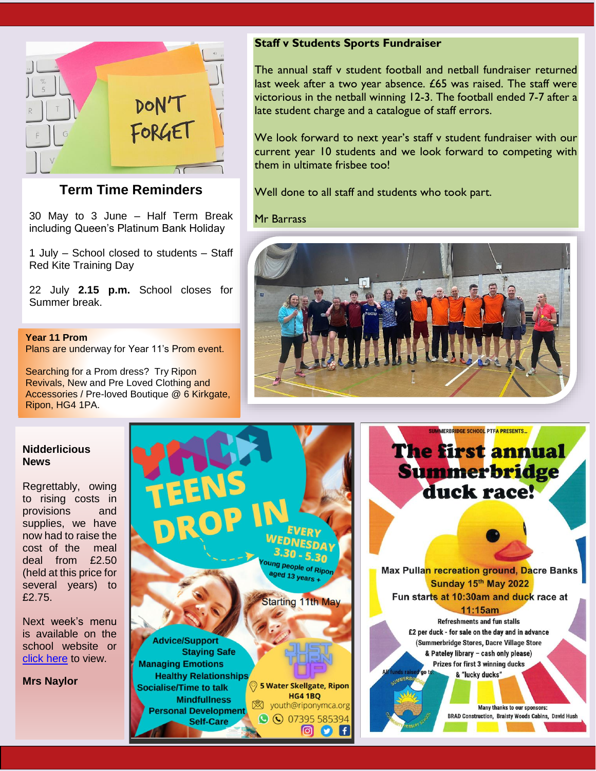## Term Time Reminders

30 May to 3 June – Half Term Break including Queen's Platinum Bank Holiday

1 July – School closed to students – Staff Red Kite Training Day

22 July **2.15 p.m.** School closes for Summer break.

**Year 11 Prom**
Plans are underway for Year 11's Prom event.

Searching for a Prom dress? Try Ripon Revivals, New and Pre Loved Clothing and Accessories / Pre-loved Boutique @ 6 Kirkgate, Ripon, HG4 1PA.

## Staff v Students Sports Fundraiser

The annual staff v student football and netball fundraiser returned last week after a two year absence. £65 was raised. The staff were victorious in the netball winning 12-3. The football ended 7-7 after a late student charge and a catalogue of staff errors.

We look forward to next year's staff v student fundraiser with our current year 10 students and we look forward to competing with them in ultimate frisbee too!

Well done to all staff and students who took part.

Mr Barrass

## Nidderlicious News

Regrettably, owing to rising costs in provisions and supplies, we have now had to raise the cost of the meal deal from £2.50 (held at this price for several years) to £2.75.

Next week's menu is available on the school website or click here to view.

**Mrs Naylor**

YMCA TEENS DROP IN

EVERY WEDNESDAY 3.30 - 5.30

Young people of Ripon aged 13 years +

Starting 11th May

Advice/Support
Staying Safe
Managing Emotions
Healthy Relationships
Socialise/Time to talk
Mindfulness
Personal Development
Self-Care

JUST TURN UP

5 Water Skellgate, Ripon HG4 1BQ
youth@riponymca.org
07395 585394

SUMMERBRIDGE SCHOOL PTFA PRESENTS...

The first annual Summerbridge duck race!

Max Pullan recreation ground, Dacre Banks
Sunday 15th May 2022
Fun starts at 10:30am and duck race at 11:15am
Refreshments and fun stalls
£2 per duck - for sale on the day and in advance (Summerbridge Stores, Dacre Village Store & Pateley library – cash only please)
Prizes for first 3 winning ducks & "lucky ducks"
All funds raised go to Summerbridge Community Primary School
Many thanks to our sponsors: BRAD Construction, Braisty Woods Cabins, David Hush